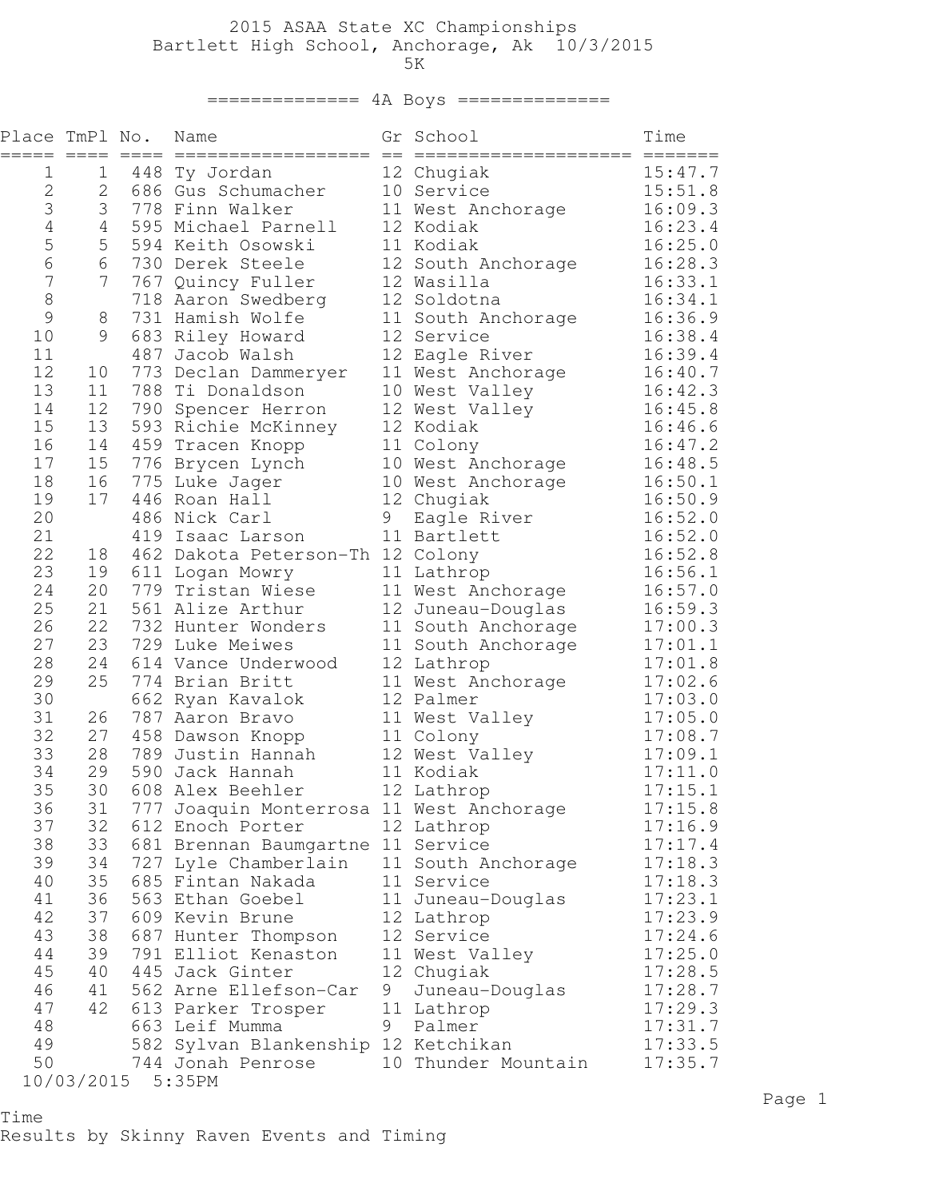# 2015 ASAA State XC Championships

Bartlett High School, Anchorage, Ak 10/3/2015

5K

## ============== 4A Boys ==============

| Place | TmPl | No. | Name | Gr | School | Time |
|---|---|---|---|---|---|---|
| 1 | 1 | 448 | Ty Jordan | 12 | Chugiak | 15:47.7 |
| 2 | 2 | 686 | Gus Schumacher | 10 | Service | 15:51.8 |
| 3 | 3 | 778 | Finn Walker | 11 | West Anchorage | 16:09.3 |
| 4 | 4 | 595 | Michael Parnell | 12 | Kodiak | 16:23.4 |
| 5 | 5 | 594 | Keith Osowski | 11 | Kodiak | 16:25.0 |
| 6 | 6 | 730 | Derek Steele | 12 | South Anchorage | 16:28.3 |
| 7 | 7 | 767 | Quincy Fuller | 12 | Wasilla | 16:33.1 |
| 8 | | 718 | Aaron Swedberg | 12 | Soldotna | 16:34.1 |
| 9 | 8 | 731 | Hamish Wolfe | 11 | South Anchorage | 16:36.9 |
| 10 | 9 | 683 | Riley Howard | 12 | Service | 16:38.4 |
| 11 | | 487 | Jacob Walsh | 12 | Eagle River | 16:39.4 |
| 12 | 10 | 773 | Declan Dammeryer | 11 | West Anchorage | 16:40.7 |
| 13 | 11 | 788 | Ti Donaldson | 10 | West Valley | 16:42.3 |
| 14 | 12 | 790 | Spencer Herron | 12 | West Valley | 16:45.8 |
| 15 | 13 | 593 | Richie McKinney | 12 | Kodiak | 16:46.6 |
| 16 | 14 | 459 | Tracen Knopp | 11 | Colony | 16:47.2 |
| 17 | 15 | 776 | Brycen Lynch | 10 | West Anchorage | 16:48.5 |
| 18 | 16 | 775 | Luke Jager | 10 | West Anchorage | 16:50.1 |
| 19 | 17 | 446 | Roan Hall | 12 | Chugiak | 16:50.9 |
| 20 | | 486 | Nick Carl | 9 | Eagle River | 16:52.0 |
| 21 | | 419 | Isaac Larson | 11 | Bartlett | 16:52.0 |
| 22 | 18 | 462 | Dakota Peterson-Th | 12 | Colony | 16:52.8 |
| 23 | 19 | 611 | Logan Mowry | 11 | Lathrop | 16:56.1 |
| 24 | 20 | 779 | Tristan Wiese | 11 | West Anchorage | 16:57.0 |
| 25 | 21 | 561 | Alize Arthur | 12 | Juneau-Douglas | 16:59.3 |
| 26 | 22 | 732 | Hunter Wonders | 11 | South Anchorage | 17:00.3 |
| 27 | 23 | 729 | Luke Meiwes | 11 | South Anchorage | 17:01.1 |
| 28 | 24 | 614 | Vance Underwood | 12 | Lathrop | 17:01.8 |
| 29 | 25 | 774 | Brian Britt | 11 | West Anchorage | 17:02.6 |
| 30 | | 662 | Ryan Kavalok | 12 | Palmer | 17:03.0 |
| 31 | 26 | 787 | Aaron Bravo | 11 | West Valley | 17:05.0 |
| 32 | 27 | 458 | Dawson Knopp | 11 | Colony | 17:08.7 |
| 33 | 28 | 789 | Justin Hannah | 12 | West Valley | 17:09.1 |
| 34 | 29 | 590 | Jack Hannah | 11 | Kodiak | 17:11.0 |
| 35 | 30 | 608 | Alex Beehler | 12 | Lathrop | 17:15.1 |
| 36 | 31 | 777 | Joaquin Monterrosa | 11 | West Anchorage | 17:15.8 |
| 37 | 32 | 612 | Enoch Porter | 12 | Lathrop | 17:16.9 |
| 38 | 33 | 681 | Brennan Baumgartne | 11 | Service | 17:17.4 |
| 39 | 34 | 727 | Lyle Chamberlain | 11 | South Anchorage | 17:18.3 |
| 40 | 35 | 685 | Fintan Nakada | 11 | Service | 17:18.3 |
| 41 | 36 | 563 | Ethan Goebel | 11 | Juneau-Douglas | 17:23.1 |
| 42 | 37 | 609 | Kevin Brune | 12 | Lathrop | 17:23.9 |
| 43 | 38 | 687 | Hunter Thompson | 12 | Service | 17:24.6 |
| 44 | 39 | 791 | Elliot Kenaston | 11 | West Valley | 17:25.0 |
| 45 | 40 | 445 | Jack Ginter | 12 | Chugiak | 17:28.5 |
| 46 | 41 | 562 | Arne Ellefson-Car | 9 | Juneau-Douglas | 17:28.7 |
| 47 | 42 | 613 | Parker Trosper | 11 | Lathrop | 17:29.3 |
| 48 | | 663 | Leif Mumma | 9 | Palmer | 17:31.7 |
| 49 | | 582 | Sylvan Blankenship | 12 | Ketchikan | 17:33.5 |
| 50 | | 744 | Jonah Penrose | 10 | Thunder Mountain | 17:35.7 |

10/03/2015 5:35PM

Time

Results by Skinny Raven Events and Timing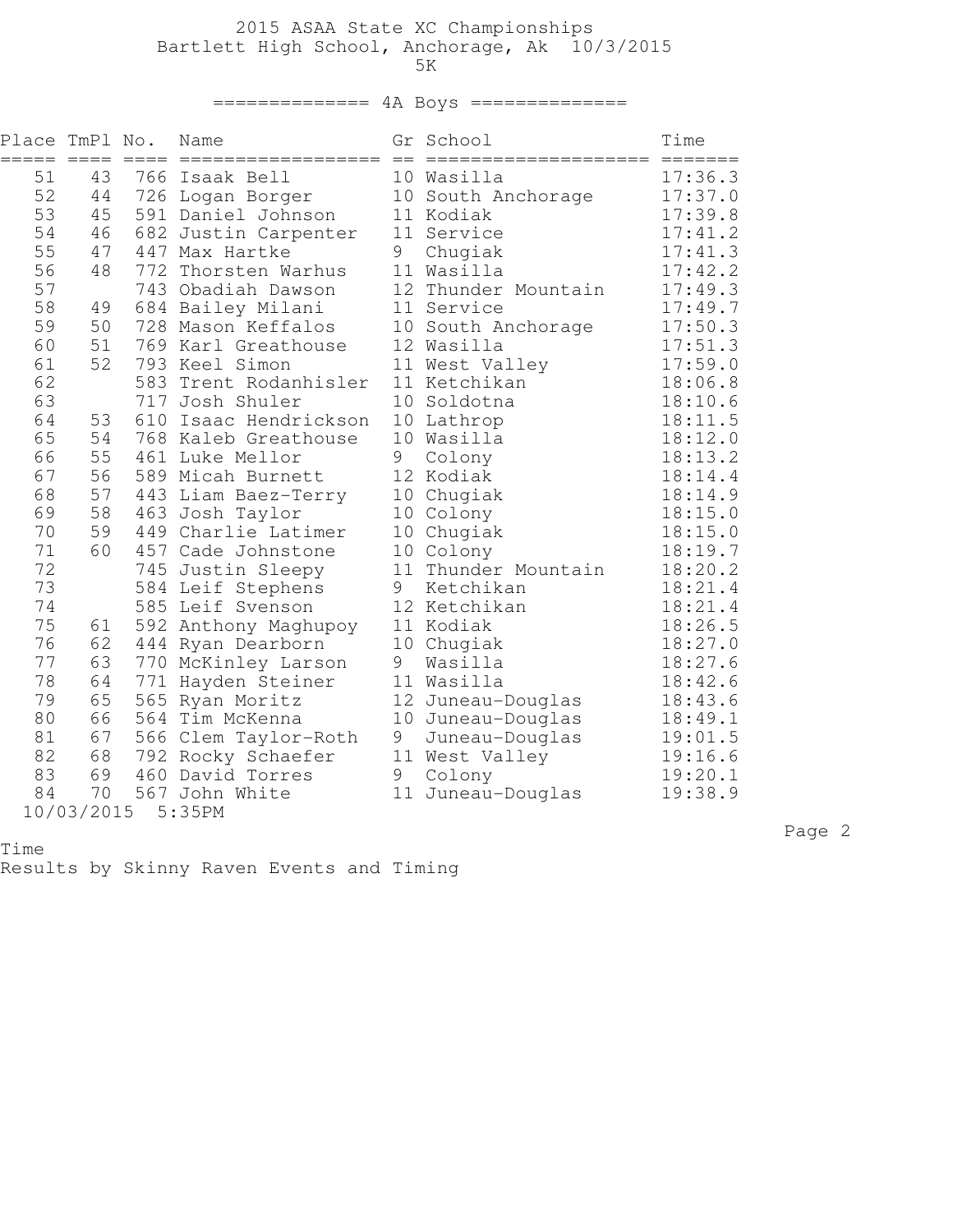2015 ASAA State XC Championships
Bartlett High School, Anchorage, Ak 10/3/2015
5K

## 4A Boys

| Place | TmPl | No. | Name | Gr | School | Time |
|---|---|---|---|---|---|---|
| 51 | 43 | 766 | Isaak Bell | 10 | Wasilla | 17:36.3 |
| 52 | 44 | 726 | Logan Borger | 10 | South Anchorage | 17:37.0 |
| 53 | 45 | 591 | Daniel Johnson | 11 | Kodiak | 17:39.8 |
| 54 | 46 | 682 | Justin Carpenter | 11 | Service | 17:41.2 |
| 55 | 47 | 447 | Max Hartke | 9 | Chugiak | 17:41.3 |
| 56 | 48 | 772 | Thorsten Warhus | 11 | Wasilla | 17:42.2 |
| 57 | | 743 | Obadiah Dawson | 12 | Thunder Mountain | 17:49.3 |
| 58 | 49 | 684 | Bailey Milani | 11 | Service | 17:49.7 |
| 59 | 50 | 728 | Mason Keffalos | 10 | South Anchorage | 17:50.3 |
| 60 | 51 | 769 | Karl Greathouse | 12 | Wasilla | 17:51.3 |
| 61 | 52 | 793 | Keel Simon | 11 | West Valley | 17:59.0 |
| 62 | | 583 | Trent Rodanhisler | 11 | Ketchikan | 18:06.8 |
| 63 | | 717 | Josh Shuler | 10 | Soldotna | 18:10.6 |
| 64 | 53 | 610 | Isaac Hendrickson | 10 | Lathrop | 18:11.5 |
| 65 | 54 | 768 | Kaleb Greathouse | 10 | Wasilla | 18:12.0 |
| 66 | 55 | 461 | Luke Mellor | 9 | Colony | 18:13.2 |
| 67 | 56 | 589 | Micah Burnett | 12 | Kodiak | 18:14.4 |
| 68 | 57 | 443 | Liam Baez-Terry | 10 | Chugiak | 18:14.9 |
| 69 | 58 | 463 | Josh Taylor | 10 | Colony | 18:15.0 |
| 70 | 59 | 449 | Charlie Latimer | 10 | Chugiak | 18:15.0 |
| 71 | 60 | 457 | Cade Johnstone | 10 | Colony | 18:19.7 |
| 72 | | 745 | Justin Sleepy | 11 | Thunder Mountain | 18:20.2 |
| 73 | | 584 | Leif Stephens | 9 | Ketchikan | 18:21.4 |
| 74 | | 585 | Leif Svenson | 12 | Ketchikan | 18:21.4 |
| 75 | 61 | 592 | Anthony Maghupoy | 11 | Kodiak | 18:26.5 |
| 76 | 62 | 444 | Ryan Dearborn | 10 | Chugiak | 18:27.0 |
| 77 | 63 | 770 | McKinley Larson | 9 | Wasilla | 18:27.6 |
| 78 | 64 | 771 | Hayden Steiner | 11 | Wasilla | 18:42.6 |
| 79 | 65 | 565 | Ryan Moritz | 12 | Juneau-Douglas | 18:43.6 |
| 80 | 66 | 564 | Tim McKenna | 10 | Juneau-Douglas | 18:49.1 |
| 81 | 67 | 566 | Clem Taylor-Roth | 9 | Juneau-Douglas | 19:01.5 |
| 82 | 68 | 792 | Rocky Schaefer | 11 | West Valley | 19:16.6 |
| 83 | 69 | 460 | David Torres | 9 | Colony | 19:20.1 |
| 84 | 70 | 567 | John White | 11 | Juneau-Douglas | 19:38.9 |

10/03/2015 5:35PM

Time
Results by Skinny Raven Events and Timing